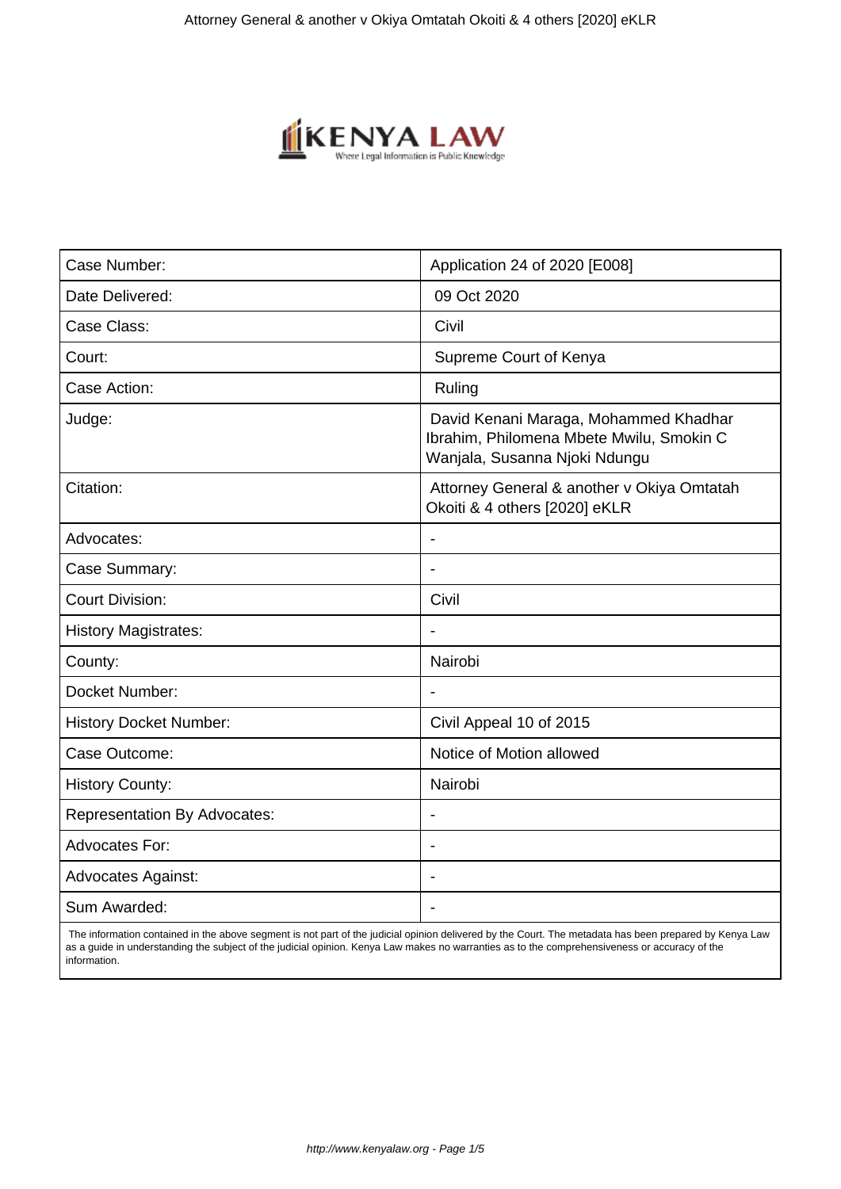| Case Number: | Application 24 of 2020 [E008] |
| --- | --- |
| Date Delivered: | 09 Oct 2020 |
| Case Class: | Civil |
| Court: | Supreme Court of Kenya |
| Case Action: | Ruling |
| Judge: | David Kenani Maraga, Mohammed Khadhar Ibrahim, Philomena Mbete Mwilu, Smokin C Wanjala, Susanna Njoki Ndungu |
| Citation: | Attorney General & another v Okiya Omtatah Okoiti & 4 others [2020] eKLR |
| Advocates: | - |
| Case Summary: | - |
| Court Division: | Civil |
| History Magistrates: | - |
| County: | Nairobi |
| Docket Number: | - |
| History Docket Number: | Civil Appeal 10 of 2015 |
| Case Outcome: | Notice of Motion allowed |
| History County: | Nairobi |
| Representation By Advocates: | - |
| Advocates For: | - |
| Advocates Against: | - |
| Sum Awarded: | - |

The information contained in the above segment is not part of the judicial opinion delivered by the Court. The metadata has been prepared by Kenya Law as a guide in understanding the subject of the judicial opinion. Kenya Law makes no warranties as to the comprehensiveness or accuracy of the information.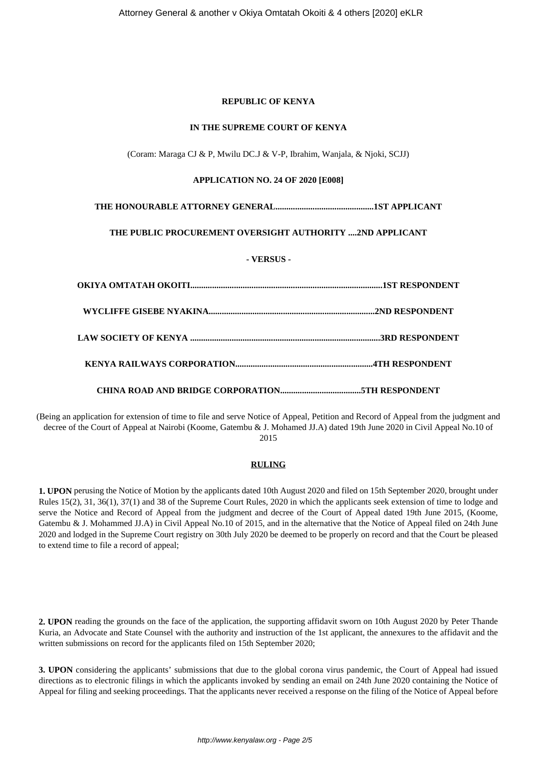**REPUBLIC OF KENYA**

**IN THE SUPREME COURT OF KENYA**

(Coram: Maraga CJ & P, Mwilu DC.J & V-P, Ibrahim, Wanjala, & Njoki, SCJJ)

**APPLICATION NO. 24 OF 2020 [E008]**

**THE HONOURABLE ATTORNEY GENERAL.............................................1ST APPLICANT**

**THE PUBLIC PROCUREMENT OVERSIGHT AUTHORITY ....2ND APPLICANT**

**- VERSUS -**

**OKIYA OMTATAH OKOITI.......................................................................................1ST RESPONDENT**

**WYCLIFFE GISEBE NYAKINA...........................................................................2ND RESPONDENT**

**LAW SOCIETY OF KENYA ......................................................................................3RD RESPONDENT**

**KENYA RAILWAYS CORPORATION...............................................................4TH RESPONDENT**

**CHINA ROAD AND BRIDGE CORPORATION.....................................5TH RESPONDENT**

(Being an application for extension of time to file and serve Notice of Appeal, Petition and Record of Appeal from the judgment and decree of the Court of Appeal at Nairobi (Koome, Gatembu & J. Mohamed JJ.A) dated 19th June 2020 in Civil Appeal No.10 of 2015

**RULING**

**1. UPON** perusing the Notice of Motion by the applicants dated 10th August 2020 and filed on 15th September 2020, brought under Rules 15(2), 31, 36(1), 37(1) and 38 of the Supreme Court Rules, 2020 in which the applicants seek extension of time to lodge and serve the Notice and Record of Appeal from the judgment and decree of the Court of Appeal dated 19th June 2015, (Koome, Gatembu & J. Mohammed JJ.A) in Civil Appeal No.10 of 2015, and in the alternative that the Notice of Appeal filed on 24th June 2020 and lodged in the Supreme Court registry on 30th July 2020 be deemed to be properly on record and that the Court be pleased to extend time to file a record of appeal;

**2. UPON** reading the grounds on the face of the application, the supporting affidavit sworn on 10th August 2020 by Peter Thande Kuria, an Advocate and State Counsel with the authority and instruction of the 1st applicant, the annexures to the affidavit and the written submissions on record for the applicants filed on 15th September 2020;

**3. UPON** considering the applicants' submissions that due to the global corona virus pandemic, the Court of Appeal had issued directions as to electronic filings in which the applicants invoked by sending an email on 24th June 2020 containing the Notice of Appeal for filing and seeking proceedings. That the applicants never received a response on the filing of the Notice of Appeal before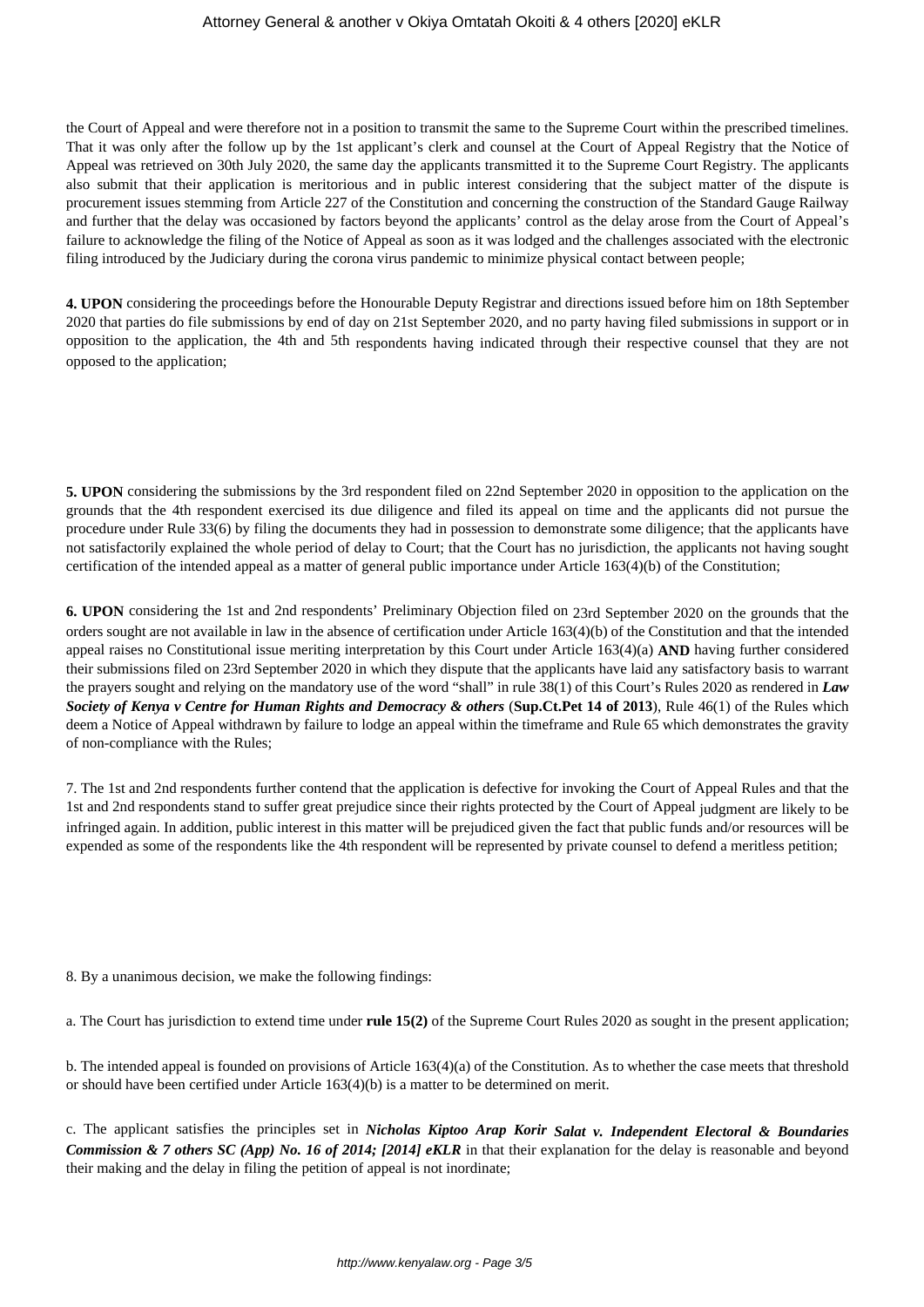the Court of Appeal and were therefore not in a position to transmit the same to the Supreme Court within the prescribed timelines. That it was only after the follow up by the 1st applicant's clerk and counsel at the Court of Appeal Registry that the Notice of Appeal was retrieved on 30th July 2020, the same day the applicants transmitted it to the Supreme Court Registry. The applicants also submit that their application is meritorious and in public interest considering that the subject matter of the dispute is procurement issues stemming from Article 227 of the Constitution and concerning the construction of the Standard Gauge Railway and further that the delay was occasioned by factors beyond the applicants' control as the delay arose from the Court of Appeal's failure to acknowledge the filing of the Notice of Appeal as soon as it was lodged and the challenges associated with the electronic filing introduced by the Judiciary during the corona virus pandemic to minimize physical contact between people;

**4. UPON** considering the proceedings before the Honourable Deputy Registrar and directions issued before him on 18th September 2020 that parties do file submissions by end of day on 21st September 2020, and no party having filed submissions in support or in opposition to the application, the 4th and 5th respondents having indicated through their respective counsel that they are not opposed to the application;

**5. UPON** considering the submissions by the 3rd respondent filed on 22nd September 2020 in opposition to the application on the grounds that the 4th respondent exercised its due diligence and filed its appeal on time and the applicants did not pursue the procedure under Rule 33(6) by filing the documents they had in possession to demonstrate some diligence; that the applicants have not satisfactorily explained the whole period of delay to Court; that the Court has no jurisdiction, the applicants not having sought certification of the intended appeal as a matter of general public importance under Article 163(4)(b) of the Constitution;

**6. UPON** considering the 1st and 2nd respondents' Preliminary Objection filed on 23rd September 2020 on the grounds that the orders sought are not available in law in the absence of certification under Article 163(4)(b) of the Constitution and that the intended appeal raises no Constitutional issue meriting interpretation by this Court under Article 163(4)(a) **AND** having further considered their submissions filed on 23rd September 2020 in which they dispute that the applicants have laid any satisfactory basis to warrant the prayers sought and relying on the mandatory use of the word "shall" in rule 38(1) of this Court's Rules 2020 as rendered in ***Law Society of Kenya v Centre for Human Rights and Democracy & others*** (**Sup.Ct.Pet 14 of 2013**), Rule 46(1) of the Rules which deem a Notice of Appeal withdrawn by failure to lodge an appeal within the timeframe and Rule 65 which demonstrates the gravity of non-compliance with the Rules;

7. The 1st and 2nd respondents further contend that the application is defective for invoking the Court of Appeal Rules and that the 1st and 2nd respondents stand to suffer great prejudice since their rights protected by the Court of Appeal judgment are likely to be infringed again. In addition, public interest in this matter will be prejudiced given the fact that public funds and/or resources will be expended as some of the respondents like the 4th respondent will be represented by private counsel to defend a meritless petition;

8. By a unanimous decision, we make the following findings:

a. The Court has jurisdiction to extend time under **rule 15(2)** of the Supreme Court Rules 2020 as sought in the present application;

b. The intended appeal is founded on provisions of Article 163(4)(a) of the Constitution. As to whether the case meets that threshold or should have been certified under Article 163(4)(b) is a matter to be determined on merit.

c. The applicant satisfies the principles set in ***Nicholas Kiptoo Arap Korir Salat v. Independent Electoral & Boundaries Commission & 7 others SC (App) No. 16 of 2014; [2014] eKLR*** in that their explanation for the delay is reasonable and beyond their making and the delay in filing the petition of appeal is not inordinate;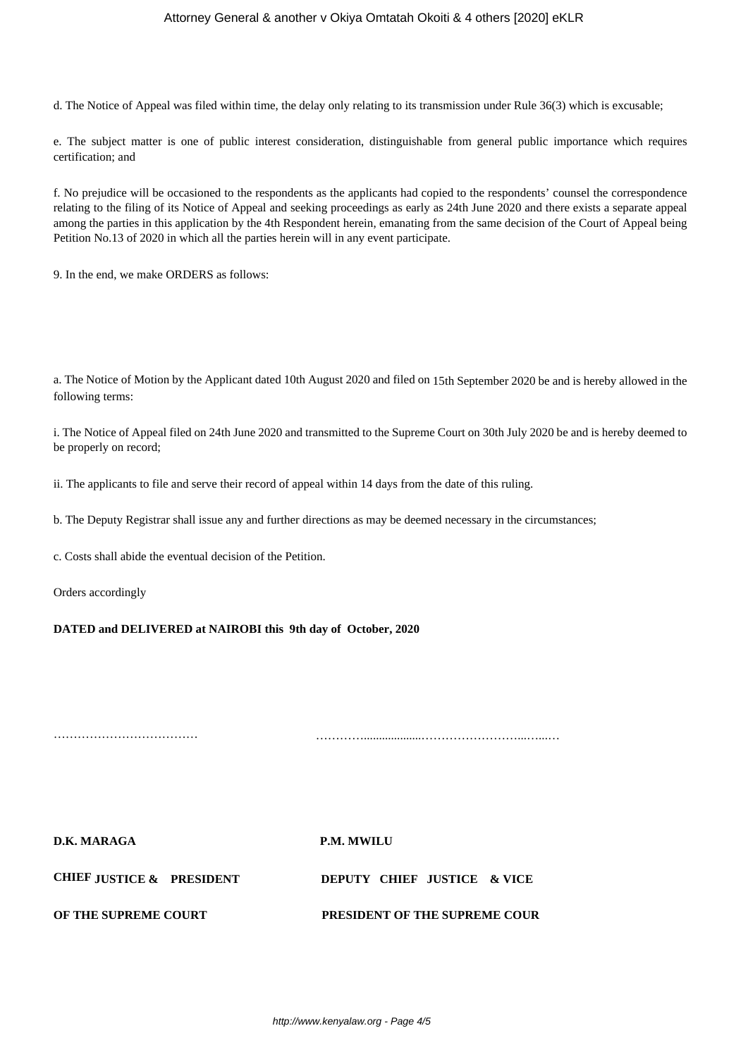d. The Notice of Appeal was filed within time, the delay only relating to its transmission under Rule 36(3) which is excusable;

e. The subject matter is one of public interest consideration, distinguishable from general public importance which requires certification; and

f. No prejudice will be occasioned to the respondents as the applicants had copied to the respondents' counsel the correspondence relating to the filing of its Notice of Appeal and seeking proceedings as early as 24th June 2020 and there exists a separate appeal among the parties in this application by the 4th Respondent herein, emanating from the same decision of the Court of Appeal being Petition No.13 of 2020 in which all the parties herein will in any event participate.

9. In the end, we make ORDERS as follows:

a. The Notice of Motion by the Applicant dated 10th August 2020 and filed on 15th September 2020 be and is hereby allowed in the following terms:

i. The Notice of Appeal filed on 24th June 2020 and transmitted to the Supreme Court on 30th July 2020 be and is hereby deemed to be properly on record;

ii. The applicants to file and serve their record of appeal within 14 days from the date of this ruling.

b. The Deputy Registrar shall issue any and further directions as may be deemed necessary in the circumstances;

c. Costs shall abide the eventual decision of the Petition.

Orders accordingly

**DATED and DELIVERED at NAIROBI this 9th day of October, 2020**

……………………………… ………….................……………………...…...…

| | |
|---|---|
| **D.K. MARAGA** | **P.M. MWILU** |
| **CHIEF JUSTICE & PRESIDENT** | **DEPUTY CHIEF JUSTICE & VICE** |
| **OF THE SUPREME COURT** | **PRESIDENT OF THE SUPREME COUR** |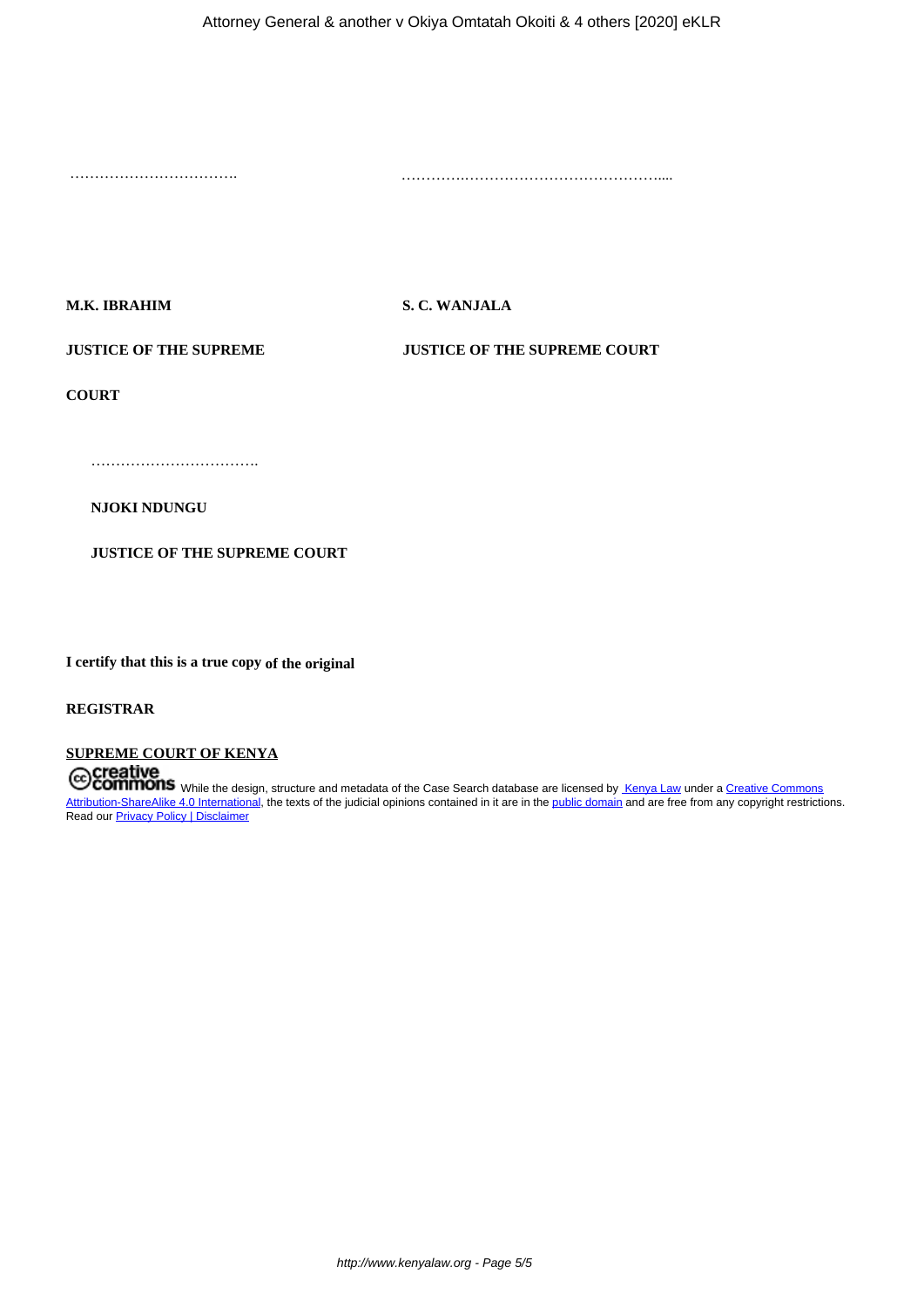……………………………. ………….…………………………………....

**M.K. IBRAHIM**

**JUSTICE OF THE SUPREME COURT**

**S. C. WANJALA**

**JUSTICE OF THE SUPREME COURT**

…………………………….

**NJOKI NDUNGU**

**JUSTICE OF THE SUPREME COURT**

**I certify that this is a true copy of the original**

**REGISTRAR**

**SUPREME COURT OF KENYA**

While the design, structure and metadata of the Case Search database are licensed by Kenya Law under a Creative Commons Attribution-ShareAlike 4.0 International, the texts of the judicial opinions contained in it are in the public domain and are free from any copyright restrictions. Read our Privacy Policy | Disclaimer